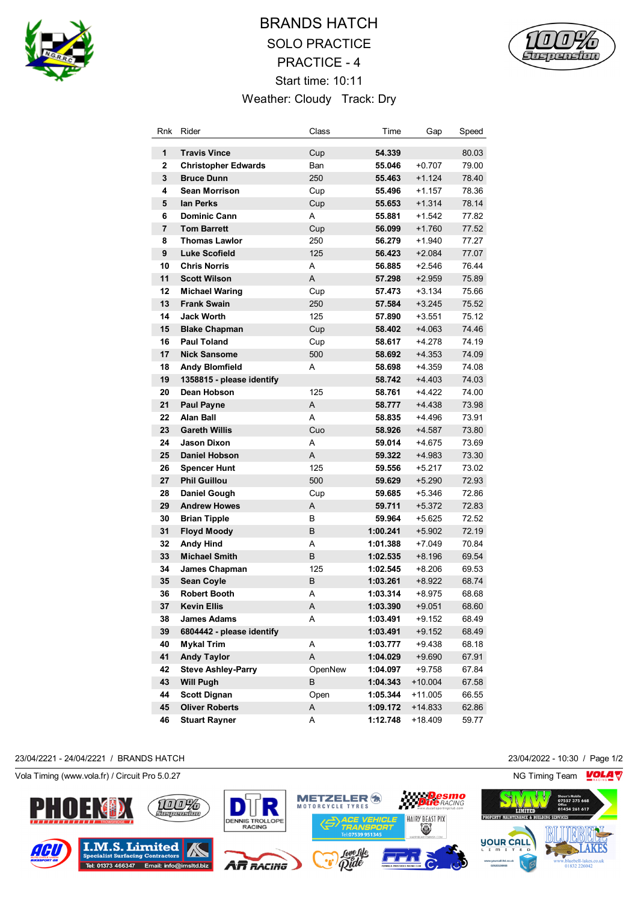# BRANDS HATCH

## SOLO PRACTICE

## PRACTICE - 4

Start time: 10:11

Weather: Cloudy Track: Dry

| Rnk | Rider | Class | Time | Gap | Speed |
|---|---|---|---|---|---|
| 1 | **Travis Vince** | Cup | **54.339** | | 80.03 |
| 2 | **Christopher Edwards** | Ban | **55.046** | +0.707 | 79.00 |
| 3 | **Bruce Dunn** | 250 | **55.463** | +1.124 | 78.40 |
| 4 | **Sean Morrison** | Cup | **55.496** | +1.157 | 78.36 |
| 5 | **Ian Perks** | Cup | **55.653** | +1.314 | 78.14 |
| 6 | **Dominic Cann** | A | **55.881** | +1.542 | 77.82 |
| 7 | **Tom Barrett** | Cup | **56.099** | +1.760 | 77.52 |
| 8 | **Thomas Lawlor** | 250 | **56.279** | +1.940 | 77.27 |
| 9 | **Luke Scofield** | 125 | **56.423** | +2.084 | 77.07 |
| 10 | **Chris Norris** | A | **56.885** | +2.546 | 76.44 |
| 11 | **Scott Wilson** | A | **57.298** | +2.959 | 75.89 |
| 12 | **Michael Waring** | Cup | **57.473** | +3.134 | 75.66 |
| 13 | **Frank Swain** | 250 | **57.584** | +3.245 | 75.52 |
| 14 | **Jack Worth** | 125 | **57.890** | +3.551 | 75.12 |
| 15 | **Blake Chapman** | Cup | **58.402** | +4.063 | 74.46 |
| 16 | **Paul Toland** | Cup | **58.617** | +4.278 | 74.19 |
| 17 | **Nick Sansome** | 500 | **58.692** | +4.353 | 74.09 |
| 18 | **Andy Blomfield** | A | **58.698** | +4.359 | 74.08 |
| 19 | **1358815 - please identify** | | **58.742** | +4.403 | 74.03 |
| 20 | **Dean Hobson** | 125 | **58.761** | +4.422 | 74.00 |
| 21 | **Paul Payne** | A | **58.777** | +4.438 | 73.98 |
| 22 | **Alan Ball** | A | **58.835** | +4.496 | 73.91 |
| 23 | **Gareth Willis** | Cuo | **58.926** | +4.587 | 73.80 |
| 24 | **Jason Dixon** | A | **59.014** | +4.675 | 73.69 |
| 25 | **Daniel Hobson** | A | **59.322** | +4.983 | 73.30 |
| 26 | **Spencer Hunt** | 125 | **59.556** | +5.217 | 73.02 |
| 27 | **Phil Guillou** | 500 | **59.629** | +5.290 | 72.93 |
| 28 | **Daniel Gough** | Cup | **59.685** | +5.346 | 72.86 |
| 29 | **Andrew Howes** | A | **59.711** | +5.372 | 72.83 |
| 30 | **Brian Tipple** | B | **59.964** | +5.625 | 72.52 |
| 31 | **Floyd Moody** | B | **1:00.241** | +5.902 | 72.19 |
| 32 | **Andy Hind** | A | **1:01.388** | +7.049 | 70.84 |
| 33 | **Michael Smith** | B | **1:02.535** | +8.196 | 69.54 |
| 34 | **James Chapman** | 125 | **1:02.545** | +8.206 | 69.53 |
| 35 | **Sean Coyle** | B | **1:03.261** | +8.922 | 68.74 |
| 36 | **Robert Booth** | A | **1:03.314** | +8.975 | 68.68 |
| 37 | **Kevin Ellis** | A | **1:03.390** | +9.051 | 68.60 |
| 38 | **James Adams** | A | **1:03.491** | +9.152 | 68.49 |
| 39 | **6804442 - please identify** | | **1:03.491** | +9.152 | 68.49 |
| 40 | **Mykal Trim** | A | **1:03.777** | +9.438 | 68.18 |
| 41 | **Andy Taylor** | A | **1:04.029** | +9.690 | 67.91 |
| 42 | **Steve Ashley-Parry** | OpenNew | **1:04.097** | +9.758 | 67.84 |
| 43 | **Will Pugh** | B | **1:04.343** | +10.004 | 67.58 |
| 44 | **Scott Dignan** | Open | **1:05.344** | +11.005 | 66.55 |
| 45 | **Oliver Roberts** | A | **1:09.172** | +14.833 | 62.86 |
| 46 | **Stuart Rayner** | A | **1:12.748** | +18.409 | 59.77 |

23/04/2221 - 24/04/2221 / BRANDS HATCH

23/04/2022 - 10:30

Vola Timing (www.vola.fr) / Circuit Pro 5.0.27

NG Timing Team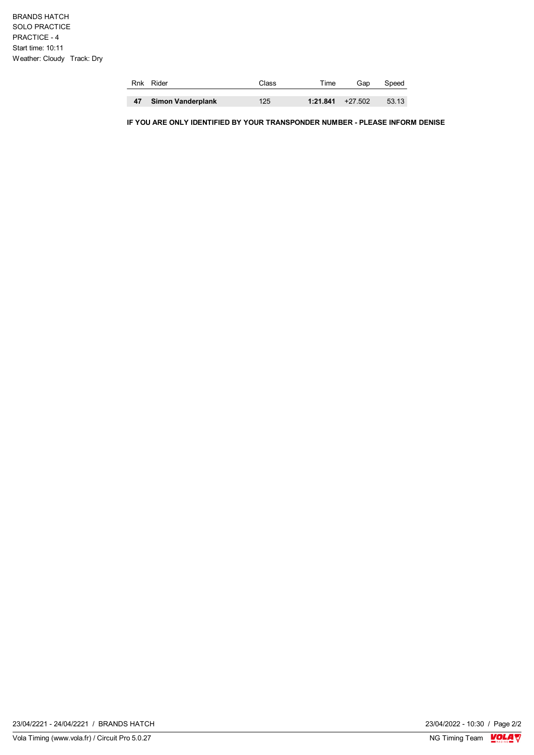BRANDS HATCH
SOLO PRACTICE
PRACTICE - 4
Start time: 10:11
Weather: Cloudy   Track: Dry

| Rnk | Rider | Class | Time | Gap | Speed |
|---|---|---|---|---|---|
| **47** | **Simon Vanderplank** | 125 | **1:21.841** | +27.502 | 53.13 |

**IF YOU ARE ONLY IDENTIFIED BY YOUR TRANSPONDER NUMBER - PLEASE INFORM DENISE**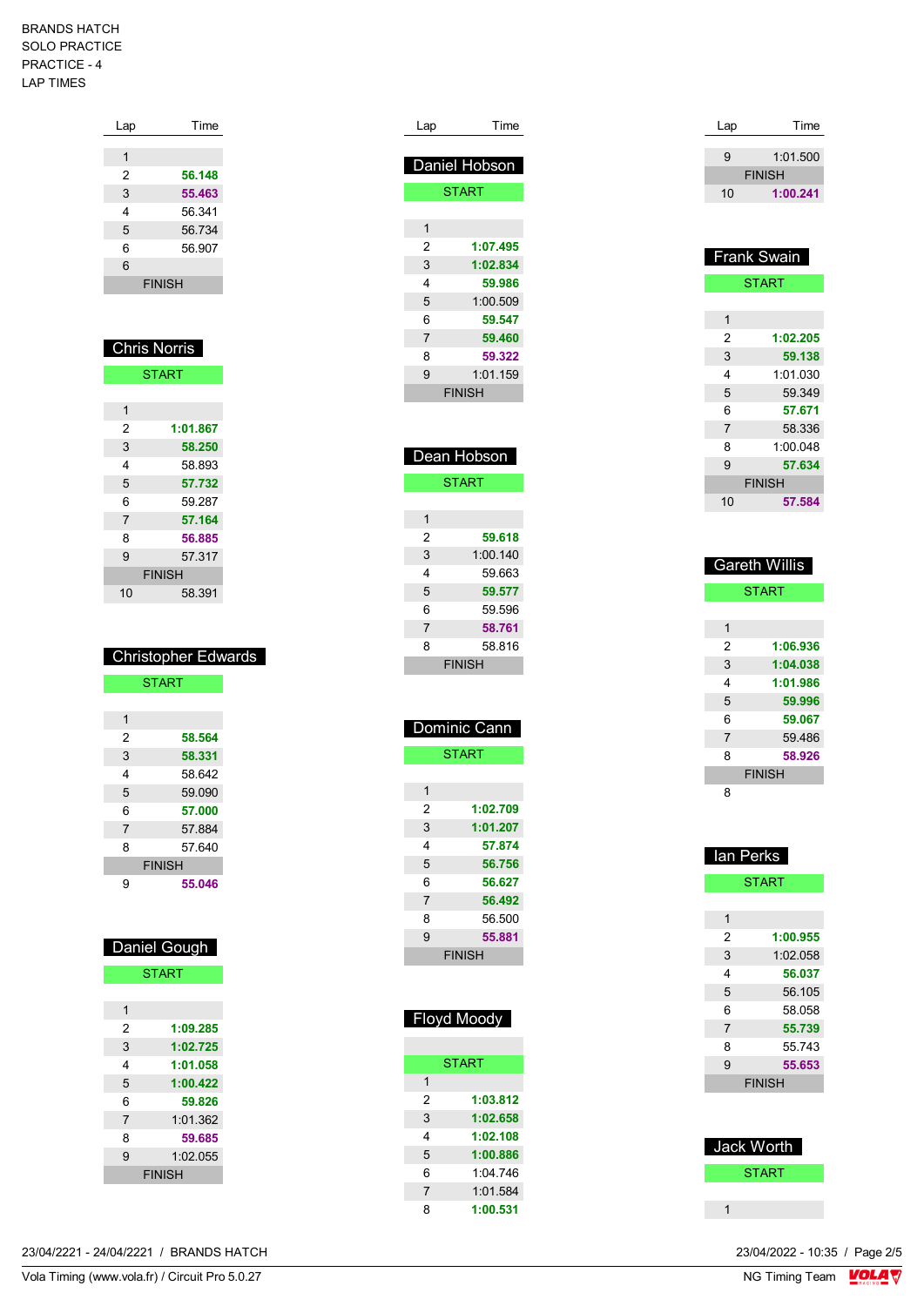BRANDS HATCH
SOLO PRACTICE
PRACTICE - 4
LAP TIMES

| Lap | Time |
|---|---|
| 1 | |
| 2 | 56.148 |
| 3 | 55.463 |
| 4 | 56.341 |
| 5 | 56.734 |
| 6 | 56.907 |
| 6 | |
| FINISH | |

## Chris Norris

| Lap | Time |
|---|---|
| START | |
| 1 | |
| 2 | 1:01.867 |
| 3 | 58.250 |
| 4 | 58.893 |
| 5 | 57.732 |
| 6 | 59.287 |
| 7 | 57.164 |
| 8 | 56.885 |
| 9 | 57.317 |
| FINISH | |
| 10 | 58.391 |

## Christopher Edwards

| Lap | Time |
|---|---|
| START | |
| 1 | |
| 2 | 58.564 |
| 3 | 58.331 |
| 4 | 58.642 |
| 5 | 59.090 |
| 6 | 57.000 |
| 7 | 57.884 |
| 8 | 57.640 |
| FINISH | |
| 9 | 55.046 |

## Daniel Gough

| Lap | Time |
|---|---|
| START | |
| 1 | |
| 2 | 1:09.285 |
| 3 | 1:02.725 |
| 4 | 1:01.058 |
| 5 | 1:00.422 |
| 6 | 59.826 |
| 7 | 1:01.362 |
| 8 | 59.685 |
| 9 | 1:02.055 |
| FINISH | |

## Daniel Hobson

| Lap | Time |
|---|---|
| START | |
| 1 | |
| 2 | 1:07.495 |
| 3 | 1:02.834 |
| 4 | 59.986 |
| 5 | 1:00.509 |
| 6 | 59.547 |
| 7 | 59.460 |
| 8 | 59.322 |
| 9 | 1:01.159 |
| FINISH | |

## Dean Hobson

| Lap | Time |
|---|---|
| START | |
| 1 | |
| 2 | 59.618 |
| 3 | 1:00.140 |
| 4 | 59.663 |
| 5 | 59.577 |
| 6 | 59.596 |
| 7 | 58.761 |
| 8 | 58.816 |
| FINISH | |

## Dominic Cann

| Lap | Time |
|---|---|
| START | |
| 1 | |
| 2 | 1:02.709 |
| 3 | 1:01.207 |
| 4 | 57.874 |
| 5 | 56.756 |
| 6 | 56.627 |
| 7 | 56.492 |
| 8 | 56.500 |
| 9 | 55.881 |
| FINISH | |

## Floyd Moody

| Lap | Time |
|---|---|
| START | |
| 1 | |
| 2 | 1:03.812 |
| 3 | 1:02.658 |
| 4 | 1:02.108 |
| 5 | 1:00.886 |
| 6 | 1:04.746 |
| 7 | 1:01.584 |
| 8 | 1:00.531 |

| Lap | Time |
|---|---|
| 9 | 1:01.500 |
| FINISH | |
| 10 | 1:00.241 |

## Frank Swain

| Lap | Time |
|---|---|
| START | |
| 1 | |
| 2 | 1:02.205 |
| 3 | 59.138 |
| 4 | 1:01.030 |
| 5 | 59.349 |
| 6 | 57.671 |
| 7 | 58.336 |
| 8 | 1:00.048 |
| 9 | 57.634 |
| FINISH | |
| 10 | 57.584 |

## Gareth Willis

| Lap | Time |
|---|---|
| START | |
| 1 | |
| 2 | 1:06.936 |
| 3 | 1:04.038 |
| 4 | 1:01.986 |
| 5 | 59.996 |
| 6 | 59.067 |
| 7 | 59.486 |
| 8 | 58.926 |
| FINISH | |
| 8 | |

## Ian Perks

| Lap | Time |
|---|---|
| START | |
| 1 | |
| 2 | 1:00.955 |
| 3 | 1:02.058 |
| 4 | 56.037 |
| 5 | 56.105 |
| 6 | 58.058 |
| 7 | 55.739 |
| 8 | 55.743 |
| 9 | 55.653 |
| FINISH | |

## Jack Worth

| Lap | Time |
|---|---|
| START | |
| 1 | |

23/04/2221 - 24/04/2221 / BRANDS HATCH

Vola Timing (www.vola.fr) / Circuit Pro 5.0.27

23/04/2022 - 10:35

NG Timing Team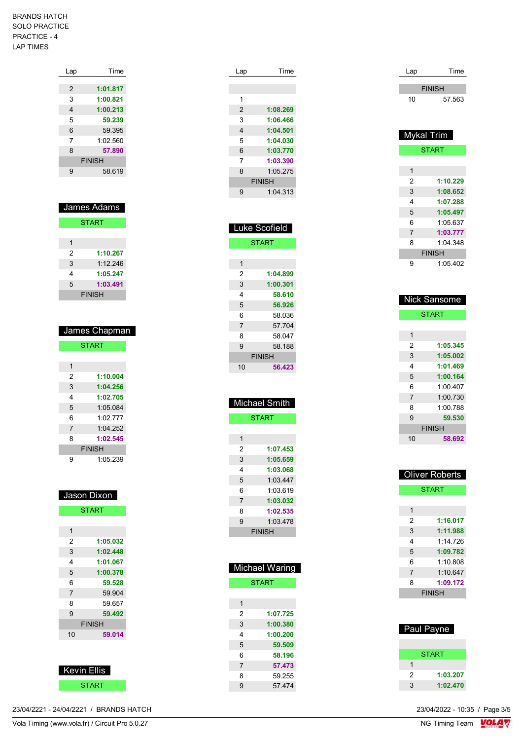BRANDS HATCH
SOLO PRACTICE
PRACTICE - 4
LAP TIMES

| Lap | Time |
|---|---|
| 2 | **1:01.817** |
| 3 | **1:00.821** |
| 4 | **1:00.213** |
| 5 | **59.239** |
| 6 | 59.395 |
| 7 | 1:02.560 |
| 8 | **57.890** |
| FINISH | |
| 9 | 58.619 |

## James Adams

| Lap | Time |
|---|---|
| START | |
| 1 | |
| 2 | **1:10.267** |
| 3 | 1:12.246 |
| 4 | **1:05.247** |
| 5 | **1:03.491** |
| FINISH | |

## James Chapman

| Lap | Time |
|---|---|
| START | |
| 1 | |
| 2 | **1:10.004** |
| 3 | **1:04.256** |
| 4 | **1:02.705** |
| 5 | 1:05.084 |
| 6 | 1:02.777 |
| 7 | 1:04.252 |
| 8 | **1:02.545** |
| FINISH | |
| 9 | 1:05.239 |

## Jason Dixon

| Lap | Time |
|---|---|
| START | |
| 1 | |
| 2 | **1:05.032** |
| 3 | **1:02.448** |
| 4 | **1:01.067** |
| 5 | **1:00.378** |
| 6 | **59.528** |
| 7 | 59.904 |
| 8 | 59.657 |
| 9 | **59.492** |
| FINISH | |
| 10 | **59.014** |

## Kevin Ellis

| Lap | Time |
|---|---|
| START | |

| Lap | Time |
|---|---|
| 1 | |
| 2 | **1:08.269** |
| 3 | **1:06.466** |
| 4 | **1:04.501** |
| 5 | **1:04.030** |
| 6 | **1:03.770** |
| 7 | **1:03.390** |
| 8 | 1:05.275 |
| FINISH | |
| 9 | 1:04.313 |

## Luke Scofield

| Lap | Time |
|---|---|
| START | |
| 1 | |
| 2 | **1:04.899** |
| 3 | **1:00.301** |
| 4 | **58.610** |
| 5 | **56.926** |
| 6 | 58.036 |
| 7 | 57.704 |
| 8 | 58.047 |
| 9 | 58.188 |
| FINISH | |
| 10 | **56.423** |

## Michael Smith

| Lap | Time |
|---|---|
| START | |
| 1 | |
| 2 | **1:07.453** |
| 3 | **1:05.659** |
| 4 | **1:03.068** |
| 5 | 1:03.447 |
| 6 | 1:03.619 |
| 7 | **1:03.032** |
| 8 | **1:02.535** |
| 9 | 1:03.478 |
| FINISH | |

## Michael Waring

| Lap | Time |
|---|---|
| START | |
| 1 | |
| 2 | **1:07.725** |
| 3 | **1:00.380** |
| 4 | **1:00.200** |
| 5 | **59.509** |
| 6 | **58.196** |
| 7 | **57.473** |
| 8 | 59.255 |
| 9 | 57.474 |

| Lap | Time |
|---|---|
| FINISH | |
| 10 | 57.563 |

## Mykal Trim

| Lap | Time |
|---|---|
| START | |
| 1 | |
| 2 | **1:10.229** |
| 3 | **1:08.652** |
| 4 | **1:07.288** |
| 5 | **1:05.497** |
| 6 | 1:05.637 |
| 7 | **1:03.777** |
| 8 | 1:04.348 |
| FINISH | |
| 9 | 1:05.402 |

## Nick Sansome

| Lap | Time |
|---|---|
| START | |
| 1 | |
| 2 | **1:05.345** |
| 3 | **1:05.002** |
| 4 | **1:01.469** |
| 5 | **1:00.164** |
| 6 | 1:00.407 |
| 7 | 1:00.730 |
| 8 | 1:00.788 |
| 9 | **59.530** |
| FINISH | |
| 10 | **58.692** |

## Oliver Roberts

| Lap | Time |
|---|---|
| START | |
| 1 | |
| 2 | **1:16.017** |
| 3 | **1:11.988** |
| 4 | 1:14.726 |
| 5 | **1:09.782** |
| 6 | 1:10.808 |
| 7 | 1:10.647 |
| 8 | **1:09.172** |
| FINISH | |

## Paul Payne

| Lap | Time |
|---|---|
| START | |
| 1 | |
| 2 | **1:03.207** |
| 3 | **1:02.470** |

23/04/2221 - 24/04/2221 / BRANDS HATCH
Vola Timing (www.vola.fr) / Circuit Pro 5.0.27
23/04/2022 - 10:35
NG Timing Team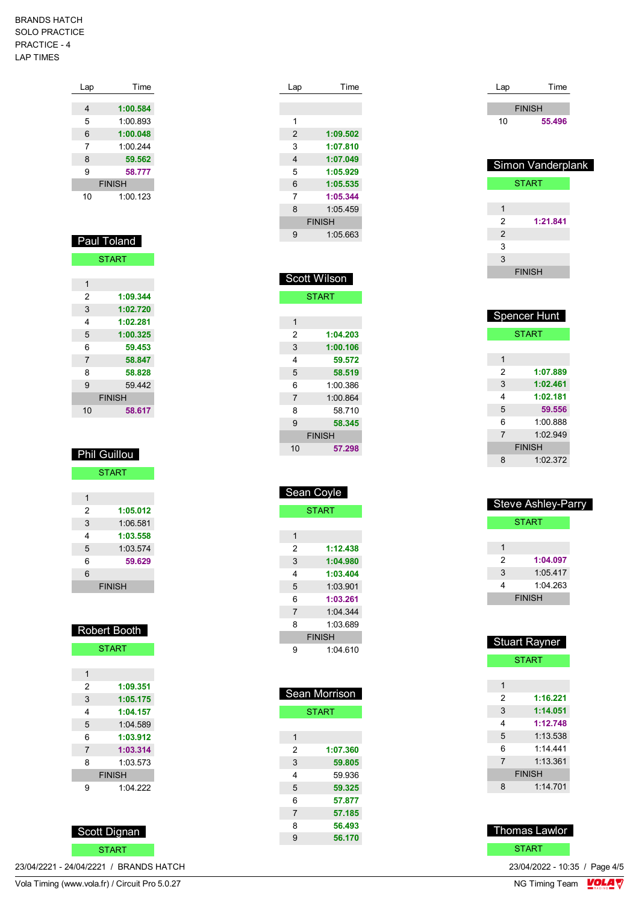BRANDS HATCH
SOLO PRACTICE
PRACTICE - 4
LAP TIMES

| Lap | Time |
|---|---|
| 4 | **1:00.584** |
| 5 | 1:00.893 |
| 6 | **1:00.048** |
| 7 | 1:00.244 |
| 8 | **59.562** |
| 9 | **58.777** |
| FINISH | |
| 10 | 1:00.123 |

## Paul Toland

| Lap | Time |
|---|---|
| START | |
| 1 | |
| 2 | **1:09.344** |
| 3 | **1:02.720** |
| 4 | **1:02.281** |
| 5 | **1:00.325** |
| 6 | **59.453** |
| 7 | **58.847** |
| 8 | **58.828** |
| 9 | 59.442 |
| FINISH | |
| 10 | **58.617** |

## Phil Guillou

| Lap | Time |
|---|---|
| START | |
| 1 | |
| 2 | **1:05.012** |
| 3 | 1:06.581 |
| 4 | **1:03.558** |
| 5 | 1:03.574 |
| 6 | **59.629** |
| 6 | |
| FINISH | |

## Robert Booth

| Lap | Time |
|---|---|
| START | |
| 1 | |
| 2 | **1:09.351** |
| 3 | **1:05.175** |
| 4 | **1:04.157** |
| 5 | 1:04.589 |
| 6 | **1:03.912** |
| 7 | **1:03.314** |
| 8 | 1:03.573 |
| FINISH | |
| 9 | 1:04.222 |

## Scott Dignan

| Lap | Time |
|---|---|
| START | |
| 1 | |
| 2 | **1:09.502** |
| 3 | **1:07.810** |
| 4 | **1:07.049** |
| 5 | **1:05.929** |
| 6 | **1:05.535** |
| 7 | **1:05.344** |
| 8 | 1:05.459 |
| FINISH | |
| 9 | 1:05.663 |

## Scott Wilson

| Lap | Time |
|---|---|
| START | |
| 1 | |
| 2 | **1:04.203** |
| 3 | **1:00.106** |
| 4 | **59.572** |
| 5 | **58.519** |
| 6 | 1:00.386 |
| 7 | 1:00.864 |
| 8 | 58.710 |
| 9 | **58.345** |
| FINISH | |
| 10 | **57.298** |

## Sean Coyle

| Lap | Time |
|---|---|
| START | |
| 1 | |
| 2 | **1:12.438** |
| 3 | **1:04.980** |
| 4 | **1:03.404** |
| 5 | 1:03.901 |
| 6 | **1:03.261** |
| 7 | 1:04.344 |
| 8 | 1:03.689 |
| FINISH | |
| 9 | 1:04.610 |

## Sean Morrison

| Lap | Time |
|---|---|
| START | |
| 1 | |
| 2 | **1:07.360** |
| 3 | **59.805** |
| 4 | 59.936 |
| 5 | **59.325** |
| 6 | **57.877** |
| 7 | **57.185** |
| 8 | **56.493** |
| 9 | **56.170** |
| FINISH | |
| 10 | **55.496** |

## Simon Vanderplank

| Lap | Time |
|---|---|
| START | |
| 1 | |
| 2 | **1:21.841** |
| 2 | |
| 3 | |
| 3 | |
| FINISH | |

## Spencer Hunt

| Lap | Time |
|---|---|
| START | |
| 1 | |
| 2 | **1:07.889** |
| 3 | **1:02.461** |
| 4 | **1:02.181** |
| 5 | **59.556** |
| 6 | 1:00.888 |
| 7 | 1:02.949 |
| FINISH | |
| 8 | 1:02.372 |

## Steve Ashley-Parry

| Lap | Time |
|---|---|
| START | |
| 1 | |
| 2 | **1:04.097** |
| 3 | 1:05.417 |
| 4 | 1:04.263 |
| FINISH | |

## Stuart Rayner

| Lap | Time |
|---|---|
| START | |
| 1 | |
| 2 | **1:16.221** |
| 3 | **1:14.051** |
| 4 | **1:12.748** |
| 5 | 1:13.538 |
| 6 | 1:14.441 |
| 7 | 1:13.361 |
| FINISH | |
| 8 | 1:14.701 |

## Thomas Lawlor

| Lap | Time |
|---|---|
| START | |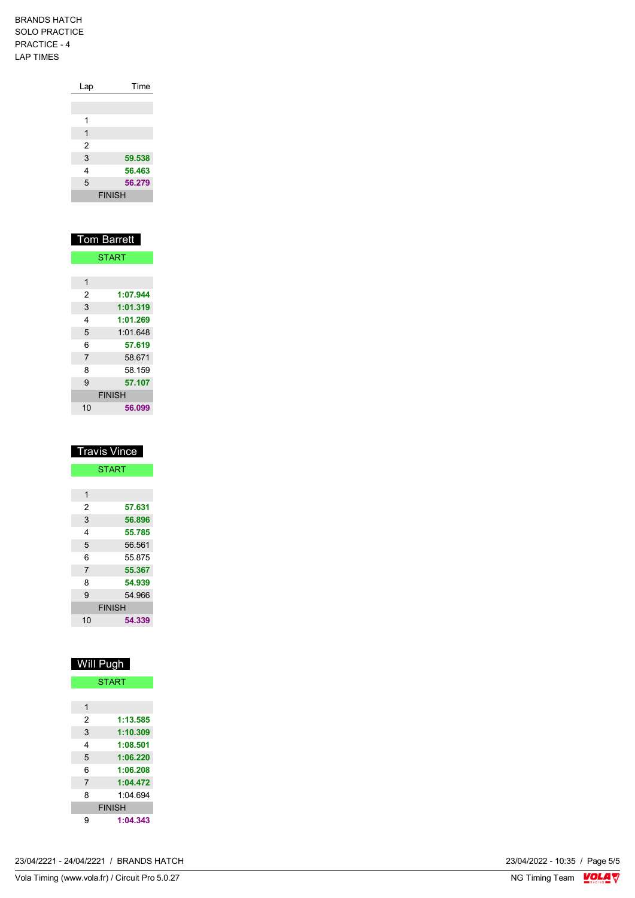BRANDS HATCH
SOLO PRACTICE
PRACTICE - 4
LAP TIMES

| Lap | Time |
|---|---|
| | |
| 1 | |
| 1 | |
| 2 | |
| 3 | **59.538** |
| 4 | **56.463** |
| 5 | **56.279** |
| FINISH | |

## Tom Barrett

| | |
|---|---|
| START | |
| | |
| 1 | |
| 2 | **1:07.944** |
| 3 | **1:01.319** |
| 4 | **1:01.269** |
| 5 | 1:01.648 |
| 6 | **57.619** |
| 7 | 58.671 |
| 8 | 58.159 |
| 9 | **57.107** |
| FINISH | |
| 10 | **56.099** |

## Travis Vince

| | |
|---|---|
| START | |
| | |
| 1 | |
| 2 | **57.631** |
| 3 | **56.896** |
| 4 | **55.785** |
| 5 | 56.561 |
| 6 | 55.875 |
| 7 | **55.367** |
| 8 | **54.939** |
| 9 | 54.966 |
| FINISH | |
| 10 | **54.339** |

## Will Pugh

| | |
|---|---|
| START | |
| | |
| 1 | |
| 2 | **1:13.585** |
| 3 | **1:10.309** |
| 4 | **1:08.501** |
| 5 | **1:06.220** |
| 6 | **1:06.208** |
| 7 | **1:04.472** |
| 8 | 1:04.694 |
| FINISH | |
| 9 | **1:04.343** |

23/04/2221 - 24/04/2221 / BRANDS HATCH

Vola Timing (www.vola.fr) / Circuit Pro 5.0.27

23/04/2022 - 10:35

NG Timing Team